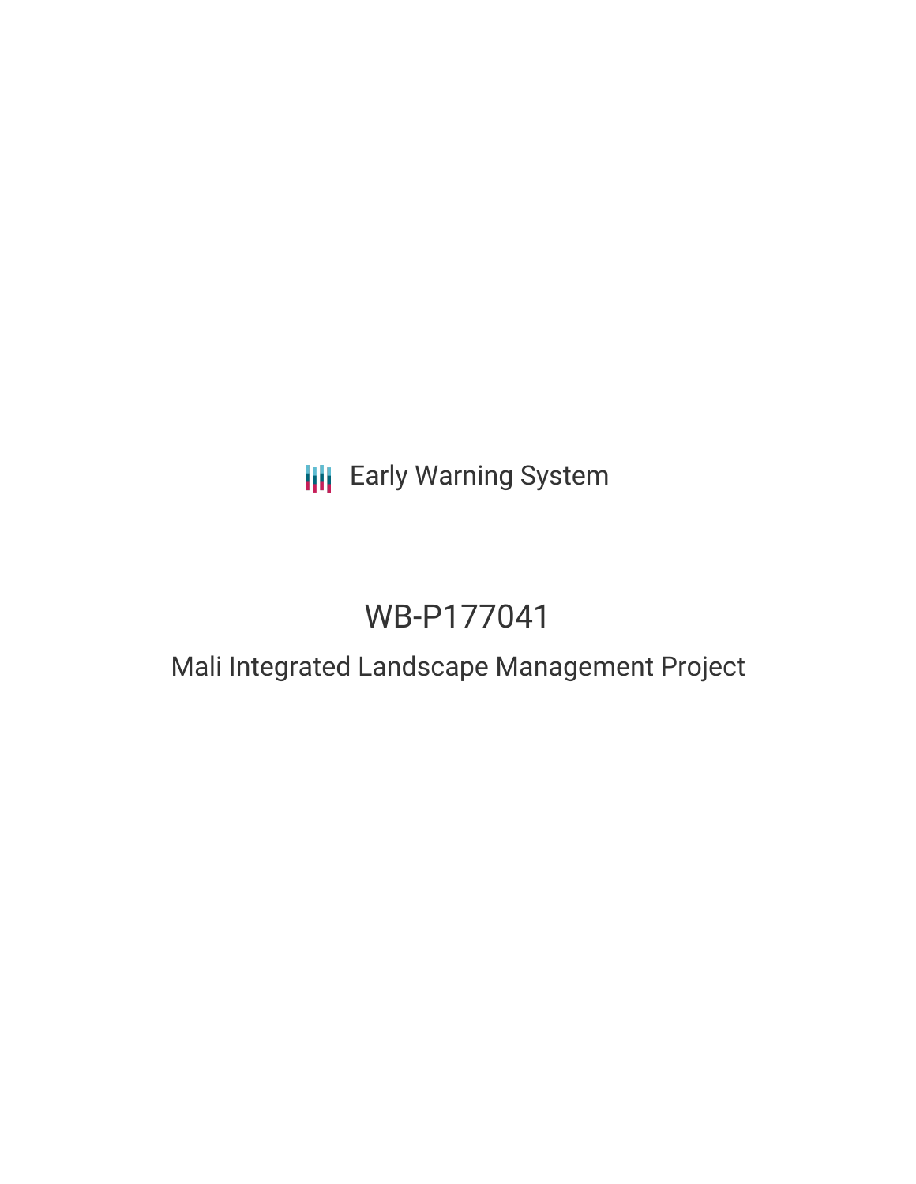Early Warning System

# WB-P177041

## Mali Integrated Landscape Management Project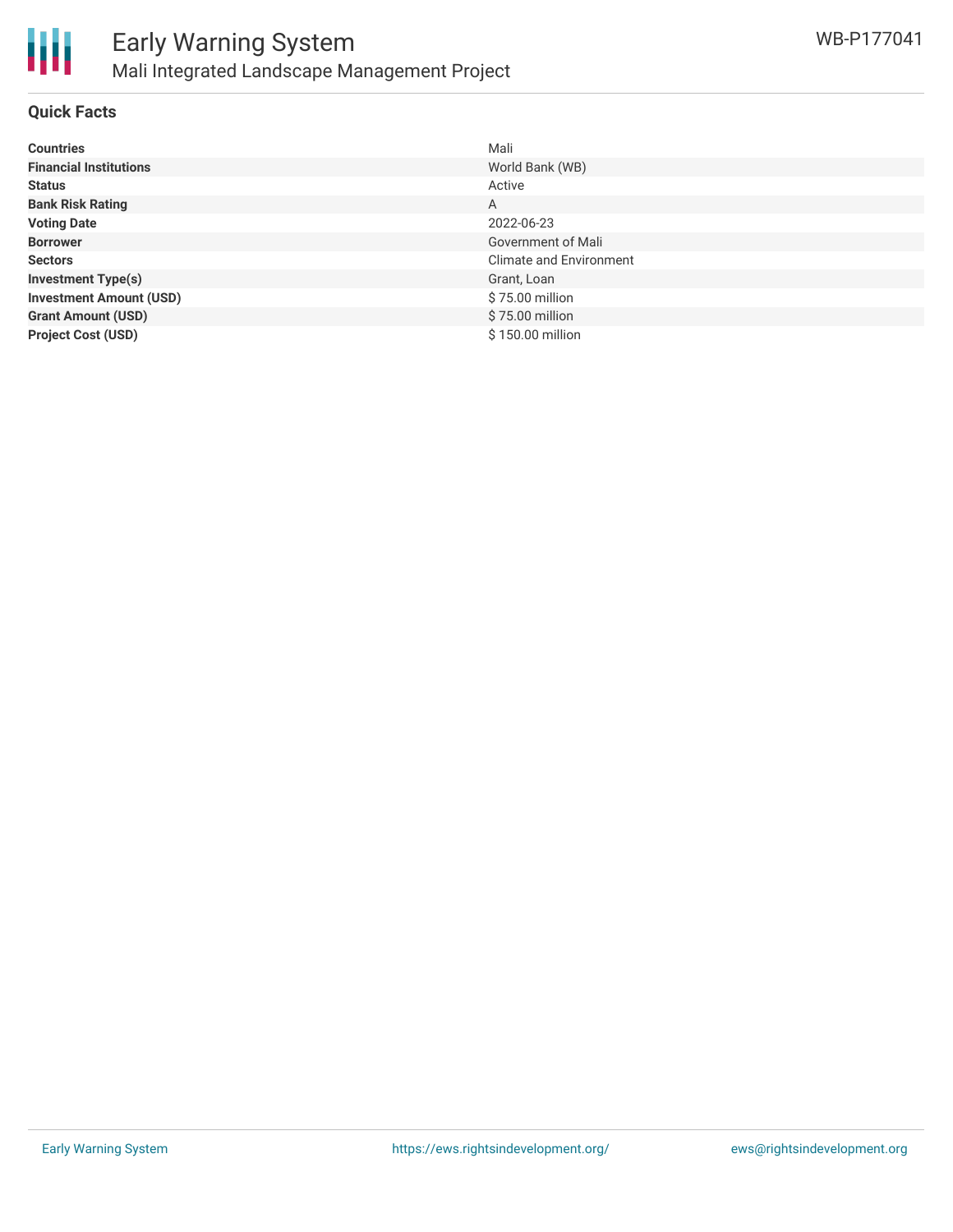# Early Warning System

## Mali Integrated Landscape Management Project

WB-P177041

### Quick Facts

| | |
|---|---|
| **Countries** | Mali |
| **Financial Institutions** | World Bank (WB) |
| **Status** | Active |
| **Bank Risk Rating** | A |
| **Voting Date** | 2022-06-23 |
| **Borrower** | Government of Mali |
| **Sectors** | Climate and Environment |
| **Investment Type(s)** | Grant, Loan |
| **Investment Amount (USD)** | $ 75.00 million |
| **Grant Amount (USD)** | $ 75.00 million |
| **Project Cost (USD)** | $ 150.00 million |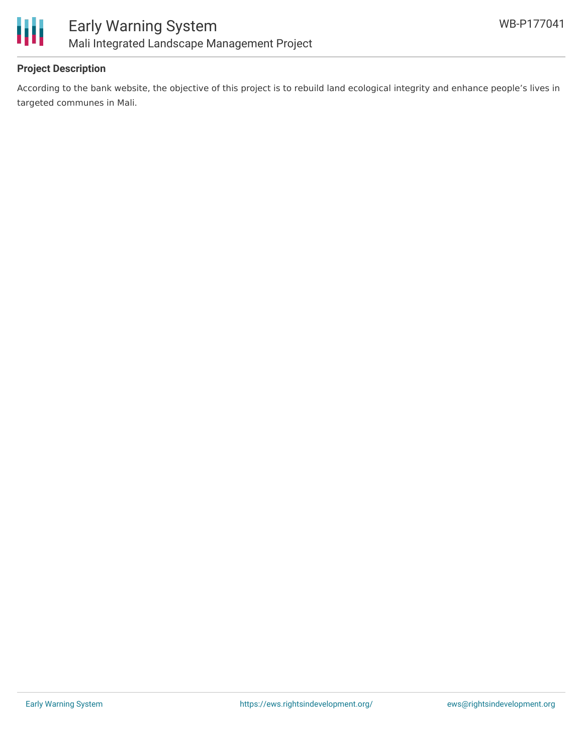### Project Description

According to the bank website, the objective of this project is to rebuild land ecological integrity and enhance people's lives in targeted communes in Mali.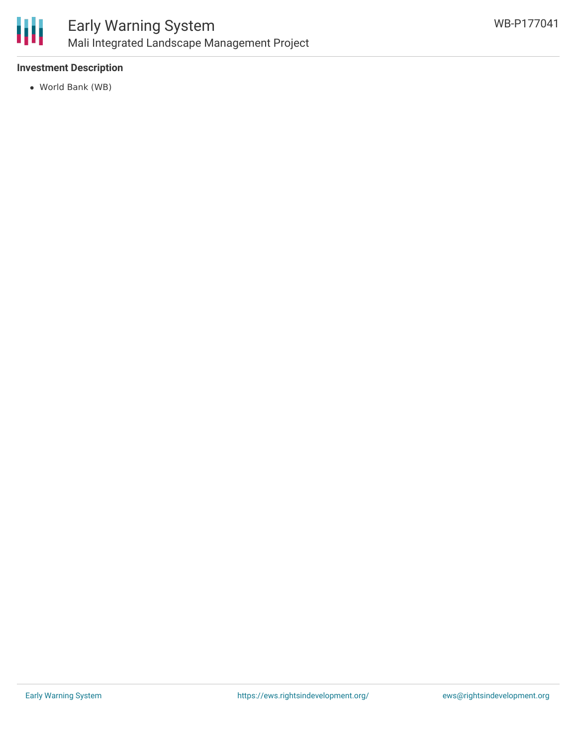### Investment Description

- World Bank (WB)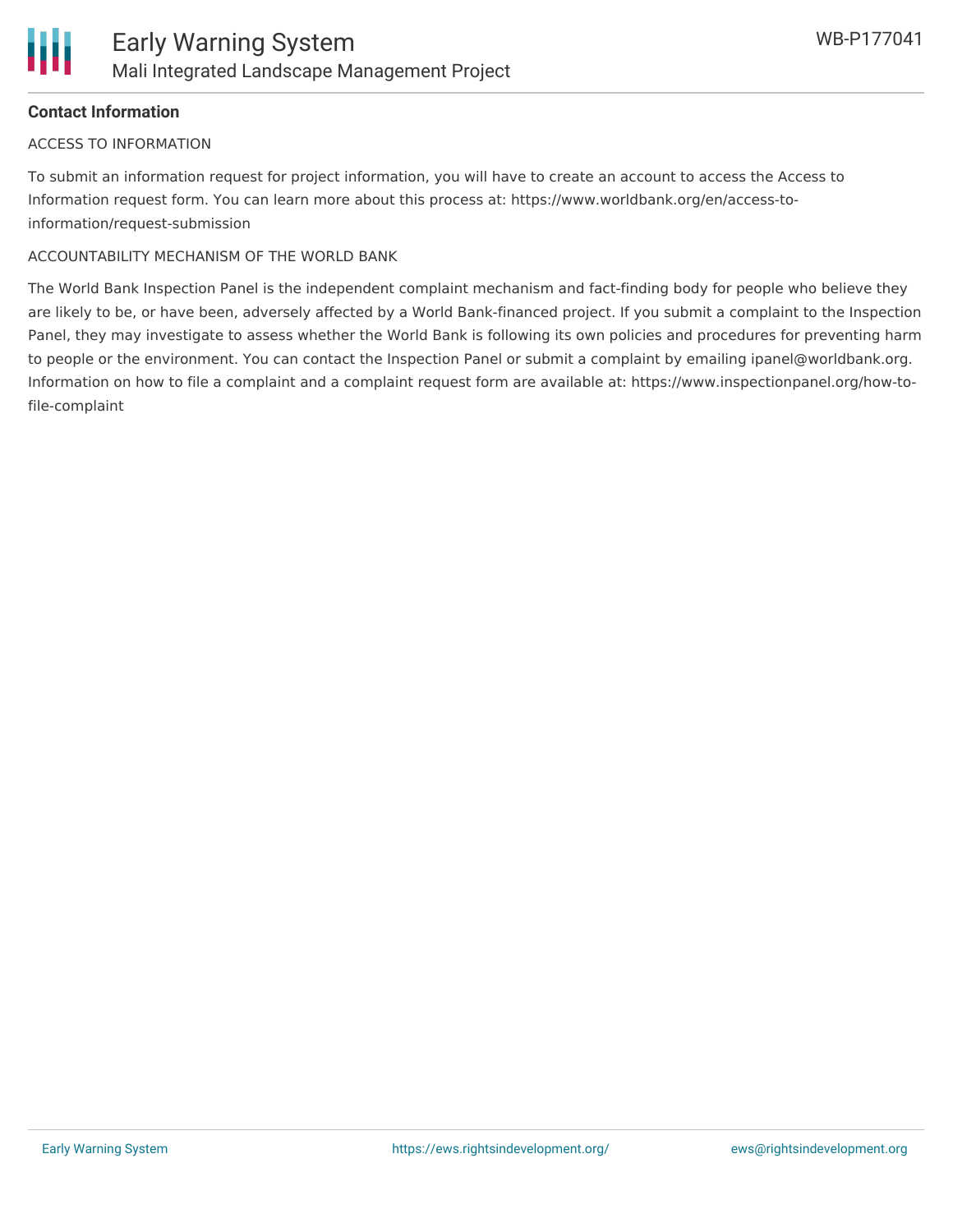**Contact Information**

ACCESS TO INFORMATION

To submit an information request for project information, you will have to create an account to access the Access to Information request form. You can learn more about this process at: https://www.worldbank.org/en/access-to-information/request-submission

ACCOUNTABILITY MECHANISM OF THE WORLD BANK

The World Bank Inspection Panel is the independent complaint mechanism and fact-finding body for people who believe they are likely to be, or have been, adversely affected by a World Bank-financed project. If you submit a complaint to the Inspection Panel, they may investigate to assess whether the World Bank is following its own policies and procedures for preventing harm to people or the environment. You can contact the Inspection Panel or submit a complaint by emailing ipanel@worldbank.org. Information on how to file a complaint and a complaint request form are available at: https://www.inspectionpanel.org/how-to-file-complaint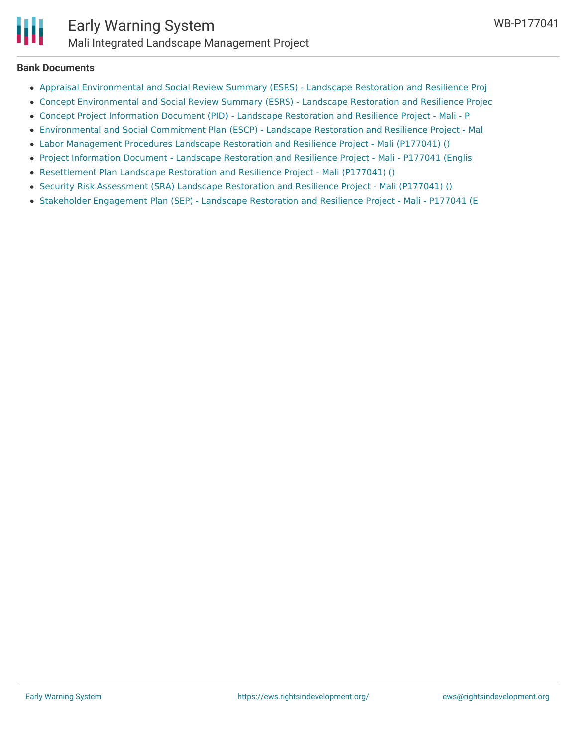**Bank Documents**

- Appraisal Environmental and Social Review Summary (ESRS) - Landscape Restoration and Resilience Proj
- Concept Environmental and Social Review Summary (ESRS) - Landscape Restoration and Resilience Projec
- Concept Project Information Document (PID) - Landscape Restoration and Resilience Project - Mali - P
- Environmental and Social Commitment Plan (ESCP) - Landscape Restoration and Resilience Project - Mal
- Labor Management Procedures Landscape Restoration and Resilience Project - Mali (P177041) ()
- Project Information Document - Landscape Restoration and Resilience Project - Mali - P177041 (Englis
- Resettlement Plan Landscape Restoration and Resilience Project - Mali (P177041) ()
- Security Risk Assessment (SRA) Landscape Restoration and Resilience Project - Mali (P177041) ()
- Stakeholder Engagement Plan (SEP) - Landscape Restoration and Resilience Project - Mali - P177041 (E